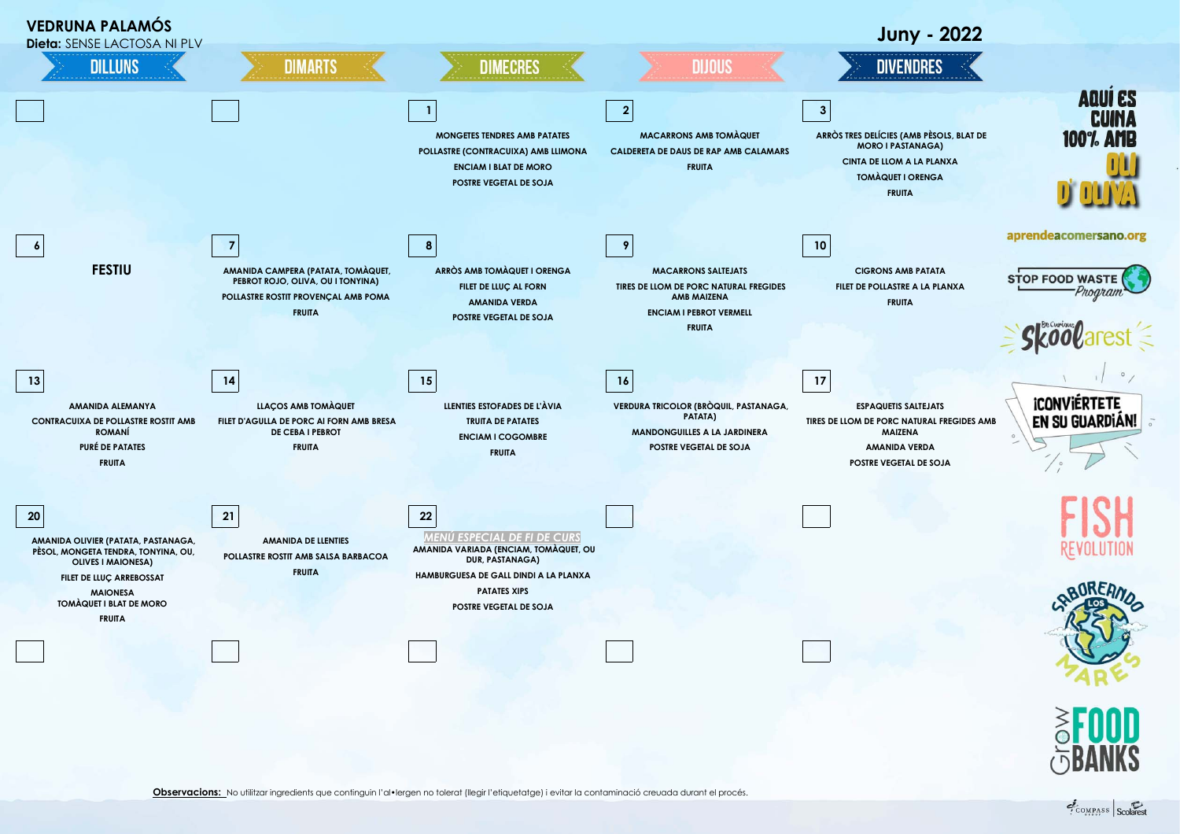# VEDRUNA PALAMÓS

**Dieta:** SENSE LACTOSA NI PLV

## Juny - 2022

| DILLUNS | DIMARTS | DIMECRES | DIJOUS | DIVENDRES |
|---|---|---|---|---|
| | | **1**<br>MONGETES TENDRES AMB PATATES<br>POLLASTRE (CONTRACUIXA) AMB LLIMONA<br>ENCIAM I BLAT DE MORO<br>POSTRE VEGETAL DE SOJA | **2**<br>MACARRONS AMB TOMÀQUET<br>CALDERETA DE DAUS DE RAP AMB CALAMARS<br>FRUITA | **3**<br>ARRÒS TRES DELÍCIES (AMB PÈSOLS, BLAT DE MORO I PASTANAGA)<br>CINTA DE LLOM A LA PLANXA<br>TOMÀQUET I ORENGA<br>FRUITA |
| **6**<br>FESTIU | **7**<br>AMANIDA CAMPERA (PATATA, TOMÀQUET, PEBROT ROJO, OLIVA, OU I TONYINA)<br>POLLASTRE ROSTIT PROVENÇAL AMB POMA<br>FRUITA | **8**<br>ARRÒS AMB TOMÀQUET I ORENGA<br>FILET DE LLUÇ AL FORN<br>AMANIDA VERDA<br>POSTRE VEGETAL DE SOJA | **9**<br>MACARRONS SALTEJATS<br>TIRES DE LLOM DE PORC NATURAL FREGIDES AMB MAIZENA<br>ENCIAM I PEBROT VERMELL<br>FRUITA | **10**<br>CIGRONS AMB PATATA<br>FILET DE POLLASTRE A LA PLANXA<br>FRUITA |
| **13**<br>AMANIDA ALEMANYA<br>CONTRACUIXA DE POLLASTRE ROSTIT AMB ROMANÍ<br>PURÉ DE PATATES<br>FRUITA | **14**<br>LLAÇOS AMB TOMÀQUET<br>FILET D'AGULLA DE PORC AI FORN AMB BRESA DE CEBA I PEBROT<br>FRUITA | **15**<br>LLENTIES ESTOFADES DE L'ÀVIA<br>TRUITA DE PATATES<br>ENCIAM I COGOMBRE<br>FRUITA | **16**<br>VERDURA TRICOLOR (BRÒQUIL, PASTANAGA, PATATA)<br>MANDONGUILLES A LA JARDINERA<br>POSTRE VEGETAL DE SOJA | **17**<br>ESPAQUETIS SALTEJATS<br>TIRES DE LLOM DE PORC NATURAL FREGIDES AMB MAIZENA<br>AMANIDA VERDA<br>POSTRE VEGETAL DE SOJA |
| **20**<br>AMANIDA OLIVIER (PATATA, PASTANAGA, PÈSOL, MONGETA TENDRA, TONYINA, OU, OLIVES I MAIONESA)<br>FILET DE LLUÇ ARREBOSSAT<br>MAIONESA<br>TOMÀQUET I BLAT DE MORO<br>FRUITA | **21**<br>AMANIDA DE LLENTIES<br>POLLASTRE ROSTIT AMB SALSA BARBACOA<br>FRUITA | **22**<br>*MENÚ ESPECIAL DE FI DE CURS*<br>AMANIDA VARIADA (ENCIAM, TOMÀQUET, OU DUR, PASTANAGA)<br>HAMBURGUESA DE GALL DINDI A LA PLANXA<br>PATATES XIPS<br>POSTRE VEGETAL DE SOJA | | |

AQUÍ ES CUINA 100% AMB OLI D'OLIVA

aprendeacomersano.org

STOP FOOD WASTE Program

Skoolarest

¡CONVIÉRTETE EN SU GUARDIÁN!

FISH REVOLUTION

SABOREANDO LOS MARES

GROW FOOD BANKS

**Observacions:** No utilitzar ingredients que continguin l'al•lergen no tolerat (llegir l'etiquetatge) i evitar la contaminació creuada durant el procés.

COMPASS GROUP | Scolarest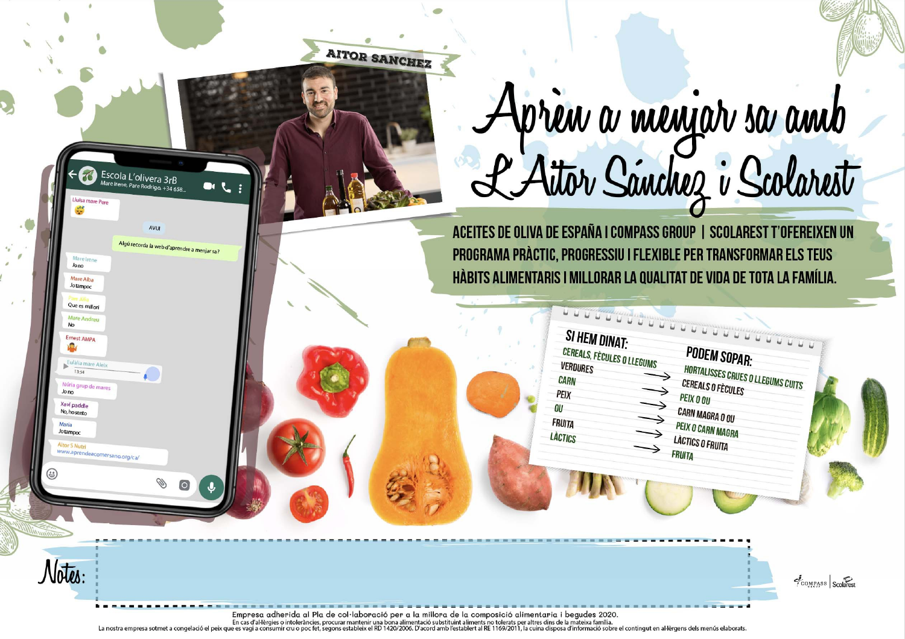# Aprèn a menjar sa amb L'Aitor Sánchez i Scolarest

**ACEITES DE OLIVA DE ESPAÑA I COMPASS GROUP | SCOLAREST T'OFEREIXEN UN PROGRAMA PRÀCTIC, PROGRESSIU I FLEXIBLE PER TRANSFORMAR ELS TEUS HÀBITS ALIMENTARIS I MILLORAR LA QUALITAT DE VIDA DE TOTA LA FAMÍLIA.**

| SI HEM DINAT: | PODEM SOPAR: |
|---|---|
| CEREALS, FÈCULES O LLEGUMS | HORTALISSES CRUES O LLEGUMS CUITS |
| VERDURES | CEREALS O FÈCULES |
| CARN | PEIX O OU |
| PEIX | CARN MAGRA O OU |
| OU | PEIX O CARN MAGRA |
| FRUITA | LÀCTICS O FRUITA |
| LÀCTICS | FRUITA |

Notes:

Empresa adherida al Pla de col·laboració per a la millora de la composició alimentària i begudes 2020.

En cas d'al·lèrgies o intoleràncies, procurar mantenir una bona alimentació substituint aliments no tolerats per altres dins de la mateixa família.

La nostra empresa sotmet a congelació el peix que es vagi a consumir cru o poc fet, segons estableix el RD 1420/2006. D'acord amb l'establert al RE 1169/2011, la cuina disposa d'informació sobre el contingut en al·lèrgens dels menús elaborats.